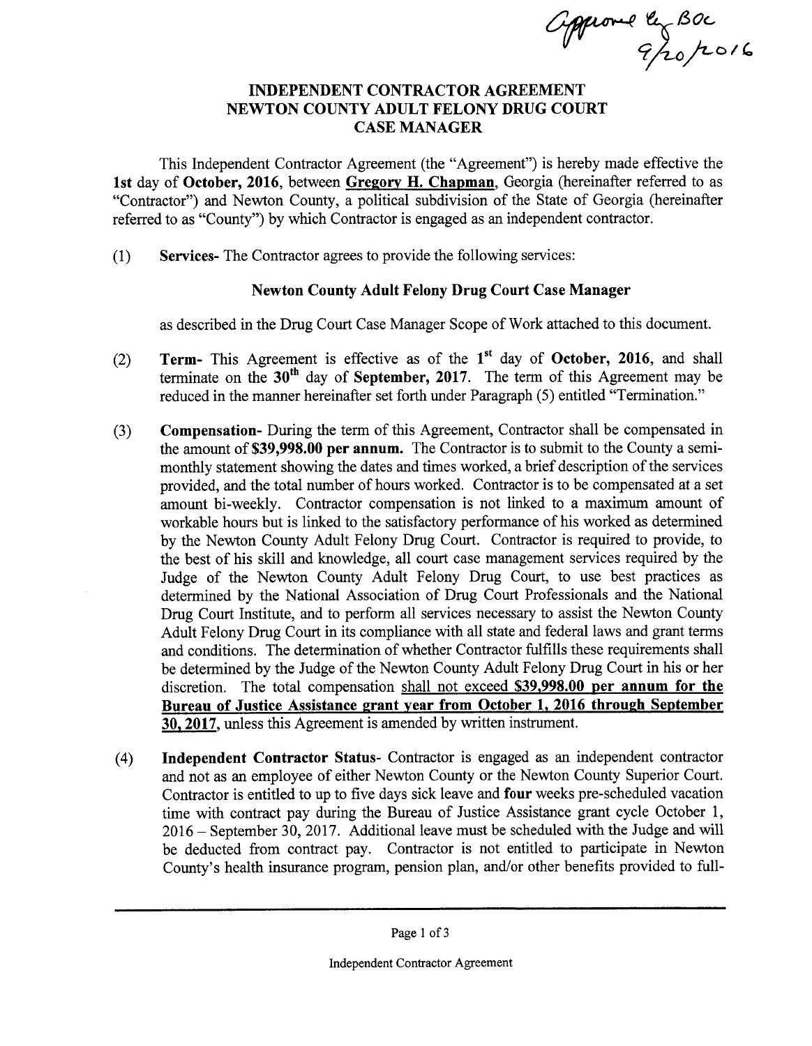Approved by BOC 9/20/2016

# INDEPENDENT CONTRACTOR AGREEMENT
# NEWTON COUNTY ADULT FELONY DRUG COURT
# CASE MANAGER

This Independent Contractor Agreement (the "Agreement") is hereby made effective the **1st** day of **October, 2016**, between **Gregory H. Chapman**, Georgia (hereinafter referred to as "Contractor") and Newton County, a political subdivision of the State of Georgia (hereinafter referred to as "County") by which Contractor is engaged as an independent contractor.

(1) **Services-** The Contractor agrees to provide the following services:

**Newton County Adult Felony Drug Court Case Manager**

as described in the Drug Court Case Manager Scope of Work attached to this document.

(2) **Term-** This Agreement is effective as of the **1st** day of **October, 2016**, and shall terminate on the **30th** day of **September, 2017**. The term of this Agreement may be reduced in the manner hereinafter set forth under Paragraph (5) entitled "Termination."

(3) **Compensation-** During the term of this Agreement, Contractor shall be compensated in the amount of **$39,998.00 per annum.** The Contractor is to submit to the County a semi-monthly statement showing the dates and times worked, a brief description of the services provided, and the total number of hours worked. Contractor is to be compensated at a set amount bi-weekly. Contractor compensation is not linked to a maximum amount of workable hours but is linked to the satisfactory performance of his worked as determined by the Newton County Adult Felony Drug Court. Contractor is required to provide, to the best of his skill and knowledge, all court case management services required by the Judge of the Newton County Adult Felony Drug Court, to use best practices as determined by the National Association of Drug Court Professionals and the National Drug Court Institute, and to perform all services necessary to assist the Newton County Adult Felony Drug Court in its compliance with all state and federal laws and grant terms and conditions. The determination of whether Contractor fulfills these requirements shall be determined by the Judge of the Newton County Adult Felony Drug Court in his or her discretion. The total compensation **shall not exceed $39,998.00 per annum for the Bureau of Justice Assistance grant year from October 1, 2016 through September 30, 2017**, unless this Agreement is amended by written instrument.

(4) **Independent Contractor Status-** Contractor is engaged as an independent contractor and not as an employee of either Newton County or the Newton County Superior Court. Contractor is entitled to up to five days sick leave and **four** weeks pre-scheduled vacation time with contract pay during the Bureau of Justice Assistance grant cycle October 1, 2016 – September 30, 2017. Additional leave must be scheduled with the Judge and will be deducted from contract pay. Contractor is not entitled to participate in Newton County's health insurance program, pension plan, and/or other benefits provided to full-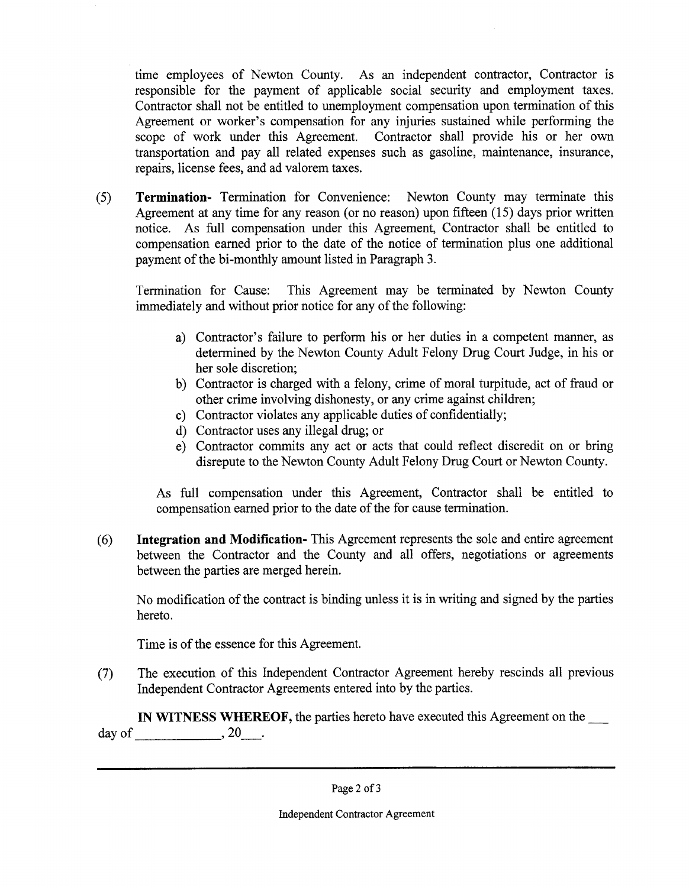time employees of Newton County. As an independent contractor, Contractor is responsible for the payment of applicable social security and employment taxes. Contractor shall not be entitled to unemployment compensation upon termination of this Agreement or worker's compensation for any injuries sustained while performing the scope of work under this Agreement. Contractor shall provide his or her own transportation and pay all related expenses such as gasoline, maintenance, insurance, repairs, license fees, and ad valorem taxes.

(5) **Termination-** Termination for Convenience: Newton County may terminate this Agreement at any time for any reason (or no reason) upon fifteen (15) days prior written notice. As full compensation under this Agreement, Contractor shall be entitled to compensation earned prior to the date of the notice of termination plus one additional payment of the bi-monthly amount listed in Paragraph 3.

Termination for Cause: This Agreement may be terminated by Newton County immediately and without prior notice for any of the following:

a) Contractor's failure to perform his or her duties in a competent manner, as determined by the Newton County Adult Felony Drug Court Judge, in his or her sole discretion;
b) Contractor is charged with a felony, crime of moral turpitude, act of fraud or other crime involving dishonesty, or any crime against children;
c) Contractor violates any applicable duties of confidentially;
d) Contractor uses any illegal drug; or
e) Contractor commits any act or acts that could reflect discredit on or bring disrepute to the Newton County Adult Felony Drug Court or Newton County.

As full compensation under this Agreement, Contractor shall be entitled to compensation earned prior to the date of the for cause termination.

(6) **Integration and Modification-** This Agreement represents the sole and entire agreement between the Contractor and the County and all offers, negotiations or agreements between the parties are merged herein.

No modification of the contract is binding unless it is in writing and signed by the parties hereto.

Time is of the essence for this Agreement.

(7) The execution of this Independent Contractor Agreement hereby rescinds all previous Independent Contractor Agreements entered into by the parties.

**IN WITNESS WHEREOF,** the parties hereto have executed this Agreement on the ___ day of _____________, 20___.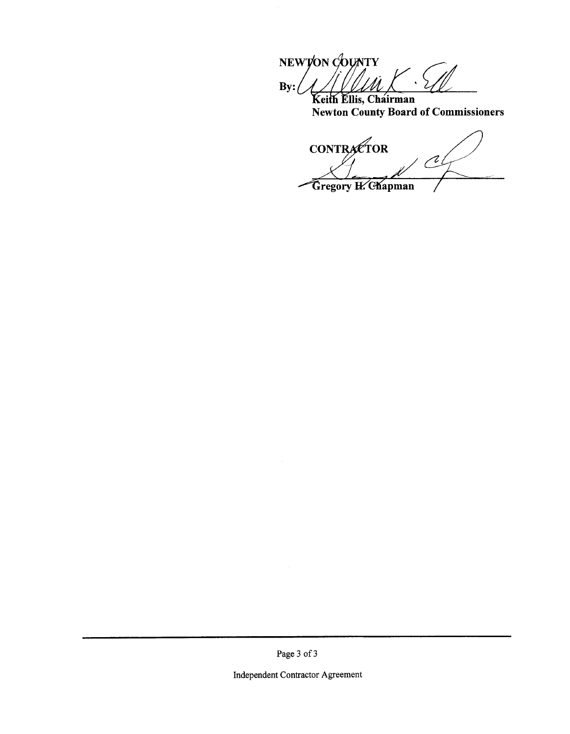**NEWTON COUNTY**

By: ______________________________

**Keith Ellis, Chairman**
**Newton County Board of Commissioners**

**CONTRACTOR**

______________________________

**Gregory H. Chapman**

Independent Contractor Agreement